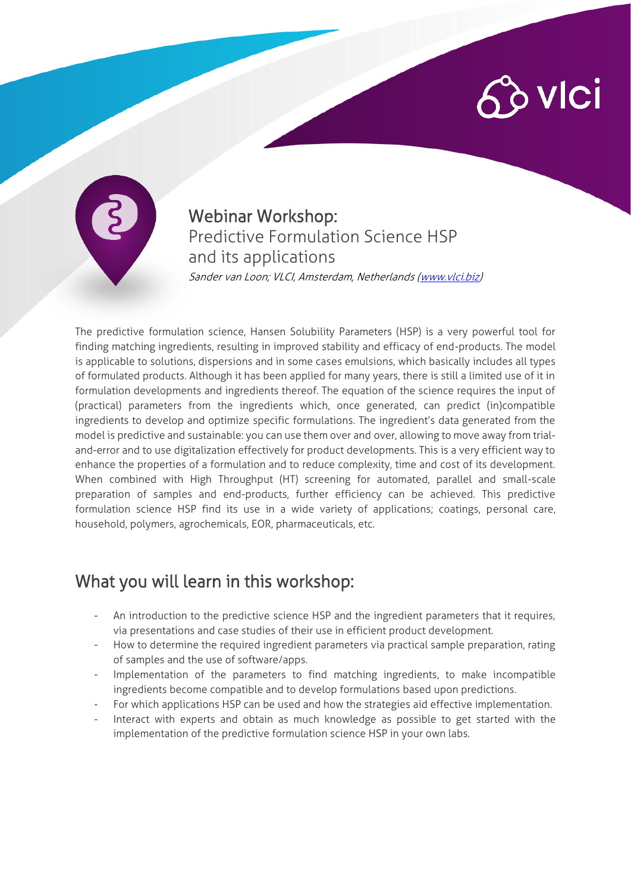# Webinar Workshop:

## Predictive Formulation Science HSP and its applications

*Sander van Loon; VLCI, Amsterdam, Netherlands (www.vlci.biz)*

The predictive formulation science, Hansen Solubility Parameters (HSP) is a very powerful tool for finding matching ingredients, resulting in improved stability and efficacy of end-products. The model is applicable to solutions, dispersions and in some cases emulsions, which basically includes all types of formulated products. Although it has been applied for many years, there is still a limited use of it in formulation developments and ingredients thereof. The equation of the science requires the input of (practical) parameters from the ingredients which, once generated, can predict (in)compatible ingredients to develop and optimize specific formulations. The ingredient's data generated from the model is predictive and sustainable: you can use them over and over, allowing to move away from trial-and-error and to use digitalization effectively for product developments. This is a very efficient way to enhance the properties of a formulation and to reduce complexity, time and cost of its development. When combined with High Throughput (HT) screening for automated, parallel and small-scale preparation of samples and end-products, further efficiency can be achieved. This predictive formulation science HSP find its use in a wide variety of applications; coatings, personal care, household, polymers, agrochemicals, EOR, pharmaceuticals, etc.

## What you will learn in this workshop:

- An introduction to the predictive science HSP and the ingredient parameters that it requires, via presentations and case studies of their use in efficient product development.
- How to determine the required ingredient parameters via practical sample preparation, rating of samples and the use of software/apps.
- Implementation of the parameters to find matching ingredients, to make incompatible ingredients become compatible and to develop formulations based upon predictions.
- For which applications HSP can be used and how the strategies aid effective implementation.
- Interact with experts and obtain as much knowledge as possible to get started with the implementation of the predictive formulation science HSP in your own labs.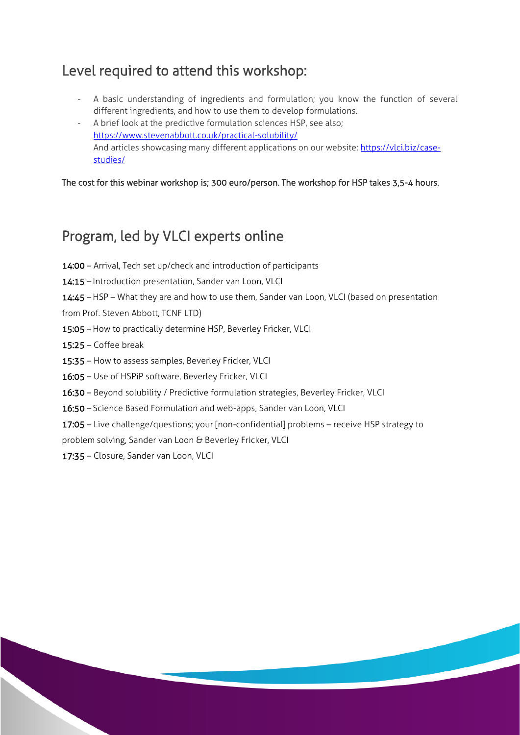## Level required to attend this workshop:

- A basic understanding of ingredients and formulation; you know the function of several different ingredients, and how to use them to develop formulations.
- A brief look at the predictive formulation sciences HSP, see also; https://www.stevenabbott.co.uk/practical-solubility/
  And articles showcasing many different applications on our website: https://vlci.biz/case-studies/

**The cost for this webinar workshop is; 300 euro/person. The workshop for HSP takes 3,5-4 hours.**

## Program, led by VLCI experts online

**14:00** – Arrival, Tech set up/check and introduction of participants

**14:15** – Introduction presentation, Sander van Loon, VLCI

**14:45** – HSP – What they are and how to use them, Sander van Loon, VLCI (based on presentation from Prof. Steven Abbott, TCNF LTD)

**15:05** – How to practically determine HSP, Beverley Fricker, VLCI

**15:25** – Coffee break

**15:35** – How to assess samples, Beverley Fricker, VLCI

**16:05** – Use of HSPiP software, Beverley Fricker, VLCI

**16:30** – Beyond solubility / Predictive formulation strategies, Beverley Fricker, VLCI

**16:50** – Science Based Formulation and web-apps, Sander van Loon, VLCI

**17:05** – Live challenge/questions; your [non-confidential] problems – receive HSP strategy to problem solving, Sander van Loon & Beverley Fricker, VLCI

**17:35** – Closure, Sander van Loon, VLCI